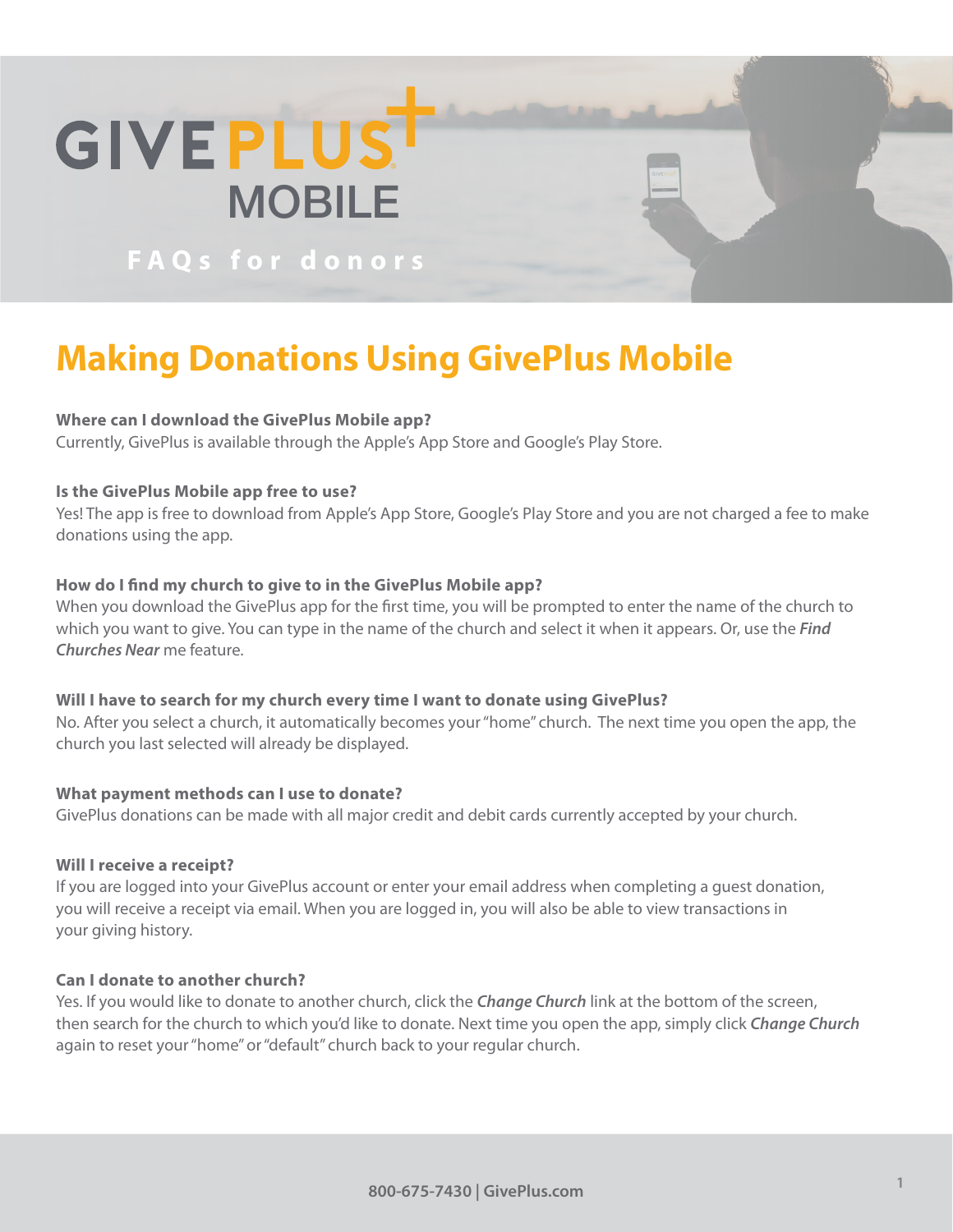# GIVEPLUS MOBILE

FAQs for donors

## Making Donations Using GivePlus Mobile

**Where can I download the GivePlus Mobile app?**
Currently, GivePlus is available through the Apple's App Store and Google's Play Store.

**Is the GivePlus Mobile app free to use?**
Yes! The app is free to download from Apple's App Store, Google's Play Store and you are not charged a fee to make donations using the app.

**How do I find my church to give to in the GivePlus Mobile app?**
When you download the GivePlus app for the first time, you will be prompted to enter the name of the church to which you want to give. You can type in the name of the church and select it when it appears. Or, use the ***Find Churches Near*** me feature.

**Will I have to search for my church every time I want to donate using GivePlus?**
No. After you select a church, it automatically becomes your "home" church. The next time you open the app, the church you last selected will already be displayed.

**What payment methods can I use to donate?**
GivePlus donations can be made with all major credit and debit cards currently accepted by your church.

**Will I receive a receipt?**
If you are logged into your GivePlus account or enter your email address when completing a guest donation, you will receive a receipt via email. When you are logged in, you will also be able to view transactions in your giving history.

**Can I donate to another church?**
Yes. If you would like to donate to another church, click the ***Change Church*** link at the bottom of the screen, then search for the church to which you'd like to donate. Next time you open the app, simply click ***Change Church*** again to reset your "home" or "default" church back to your regular church.

800-675-7430 | GivePlus.com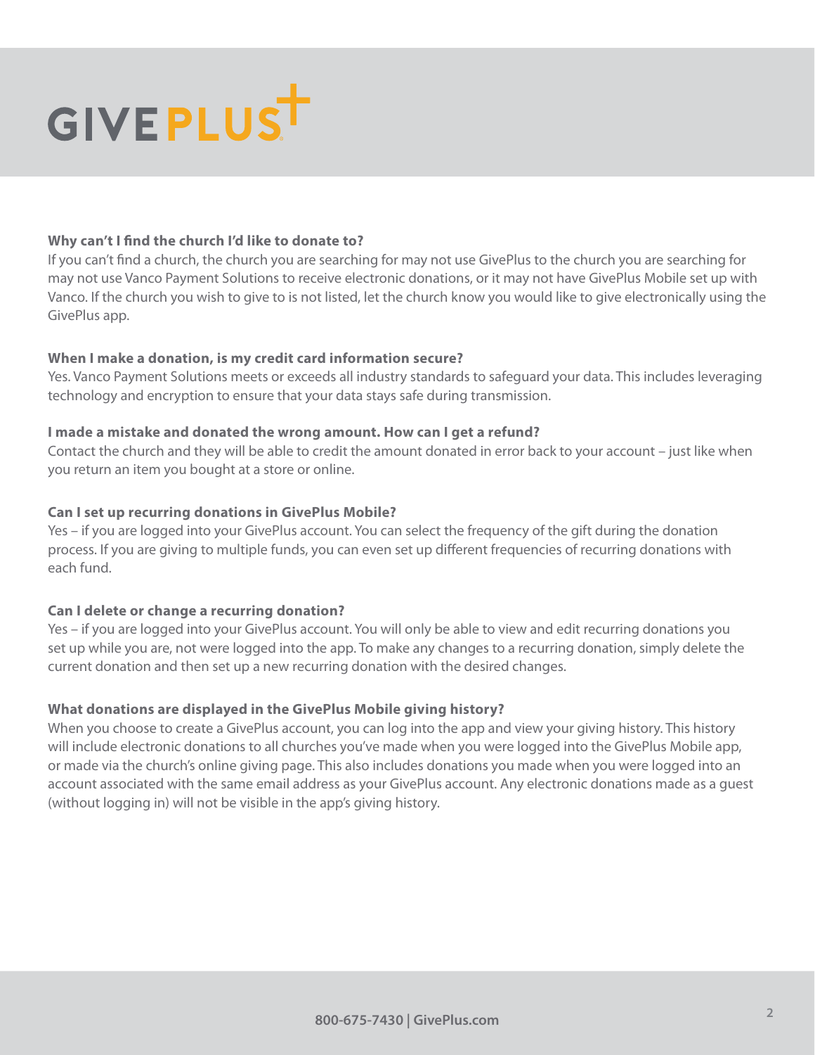**Why can't I find the church I'd like to donate to?**

If you can't find a church, the church you are searching for may not use GivePlus to the church you are searching for may not use Vanco Payment Solutions to receive electronic donations, or it may not have GivePlus Mobile set up with Vanco. If the church you wish to give to is not listed, let the church know you would like to give electronically using the GivePlus app.

**When I make a donation, is my credit card information secure?**

Yes. Vanco Payment Solutions meets or exceeds all industry standards to safeguard your data. This includes leveraging technology and encryption to ensure that your data stays safe during transmission.

**I made a mistake and donated the wrong amount. How can I get a refund?**

Contact the church and they will be able to credit the amount donated in error back to your account – just like when you return an item you bought at a store or online.

**Can I set up recurring donations in GivePlus Mobile?**

Yes – if you are logged into your GivePlus account. You can select the frequency of the gift during the donation process. If you are giving to multiple funds, you can even set up different frequencies of recurring donations with each fund.

**Can I delete or change a recurring donation?**

Yes – if you are logged into your GivePlus account. You will only be able to view and edit recurring donations you set up while you are, not were logged into the app. To make any changes to a recurring donation, simply delete the current donation and then set up a new recurring donation with the desired changes.

**What donations are displayed in the GivePlus Mobile giving history?**

When you choose to create a GivePlus account, you can log into the app and view your giving history. This history will include electronic donations to all churches you've made when you were logged into the GivePlus Mobile app, or made via the church's online giving page. This also includes donations you made when you were logged into an account associated with the same email address as your GivePlus account. Any electronic donations made as a guest (without logging in) will not be visible in the app's giving history.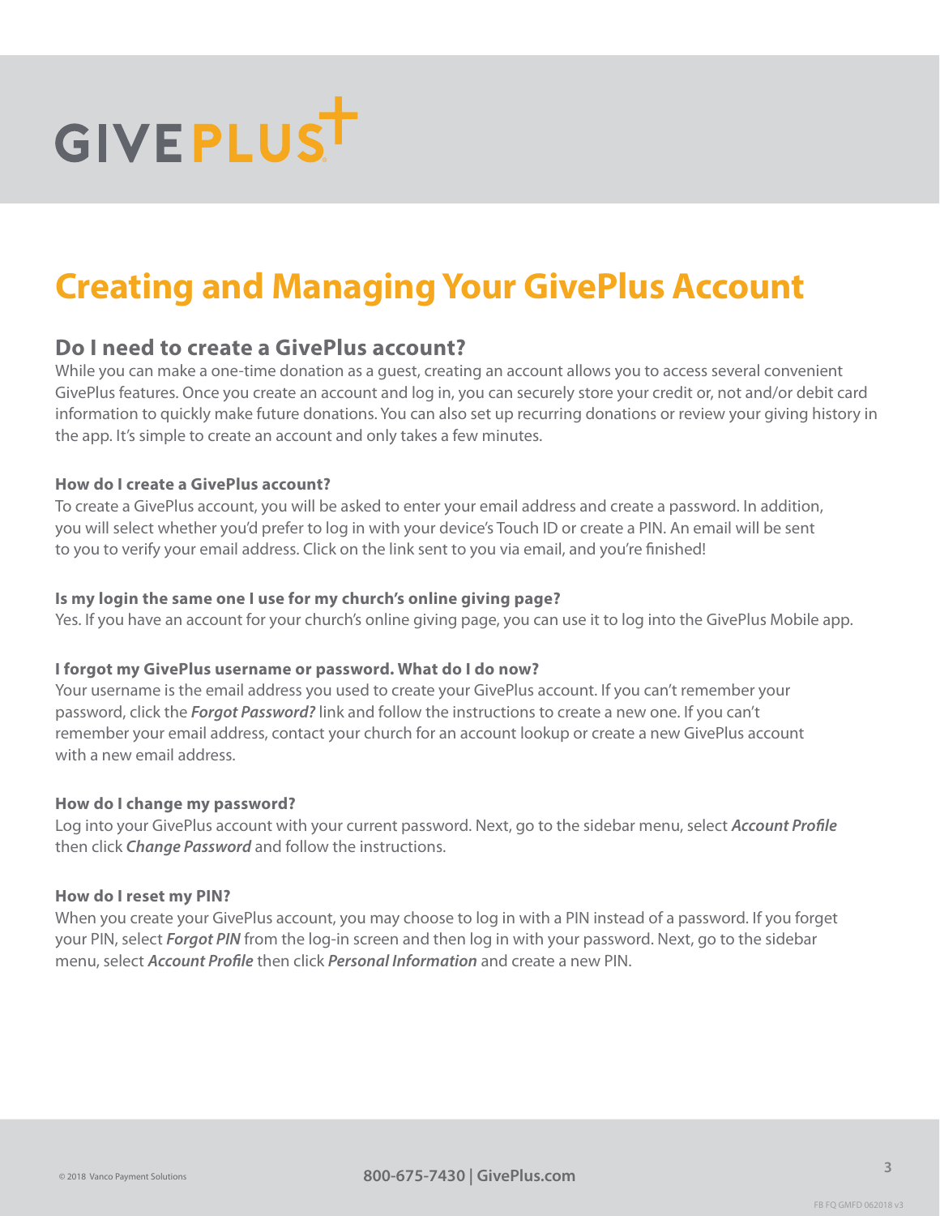# Creating and Managing Your GivePlus Account

## Do I need to create a GivePlus account?

While you can make a one-time donation as a guest, creating an account allows you to access several convenient GivePlus features. Once you create an account and log in, you can securely store your credit or, not and/or debit card information to quickly make future donations. You can also set up recurring donations or review your giving history in the app. It's simple to create an account and only takes a few minutes.

#### How do I create a GivePlus account?

To create a GivePlus account, you will be asked to enter your email address and create a password. In addition, you will select whether you'd prefer to log in with your device's Touch ID or create a PIN. An email will be sent to you to verify your email address. Click on the link sent to you via email, and you're finished!

#### Is my login the same one I use for my church's online giving page?

Yes. If you have an account for your church's online giving page, you can use it to log into the GivePlus Mobile app.

#### I forgot my GivePlus username or password. What do I do now?

Your username is the email address you used to create your GivePlus account. If you can't remember your password, click the ***Forgot Password?*** link and follow the instructions to create a new one. If you can't remember your email address, contact your church for an account lookup or create a new GivePlus account with a new email address.

#### How do I change my password?

Log into your GivePlus account with your current password. Next, go to the sidebar menu, select ***Account Profile*** then click ***Change Password*** and follow the instructions.

#### How do I reset my PIN?

When you create your GivePlus account, you may choose to log in with a PIN instead of a password. If you forget your PIN, select ***Forgot PIN*** from the log-in screen and then log in with your password. Next, go to the sidebar menu, select ***Account Profile*** then click ***Personal Information*** and create a new PIN.